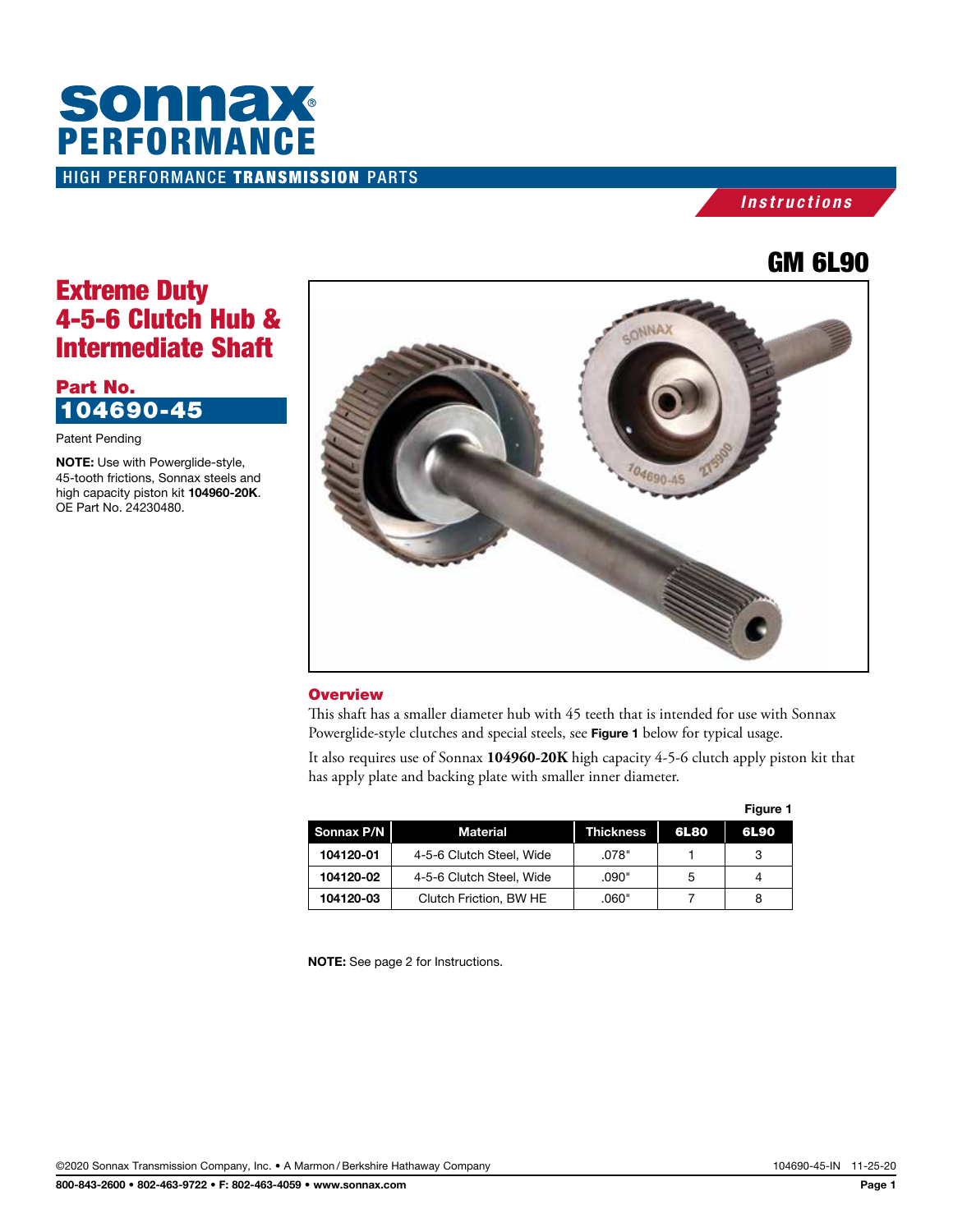# sonnax PERFORMANCE

HIGH PERFORMANCE **TRANSMISSION** PARTS

*Instructions*

## GM 6L90

# Extreme Duty 4-5-6 Clutch Hub & Intermediate Shaft

**Part No.**

**104690-45**

Patent Pending

**NOTE:** Use with Powerglide-style, 45-tooth frictions, Sonnax steels and high capacity piston kit **104960-20K**. OE Part No. 24230480.

### Overview

This shaft has a smaller diameter hub with 45 teeth that is intended for use with Sonnax Powerglide-style clutches and special steels, see **Figure 1** below for typical usage.

It also requires use of Sonnax **104960-20K** high capacity 4-5-6 clutch apply piston kit that has apply plate and backing plate with smaller inner diameter.

**Figure 1**

| Sonnax P/N | Material | Thickness | 6L80 | 6L90 |
|---|---|---|---|---|
| **104120-01** | 4-5-6 Clutch Steel, Wide | .078" | 1 | 3 |
| **104120-02** | 4-5-6 Clutch Steel, Wide | .090" | 5 | 4 |
| **104120-03** | Clutch Friction, BW HE | .060" | 7 | 8 |

**NOTE:** See page 2 for Instructions.

©2020 Sonnax Transmission Company, Inc. • A Marmon / Berkshire Hathaway Company

104690-45-IN 11-25-20

**800-843-2600 • 802-463-9722 • F: 802-463-4059 • www.sonnax.com**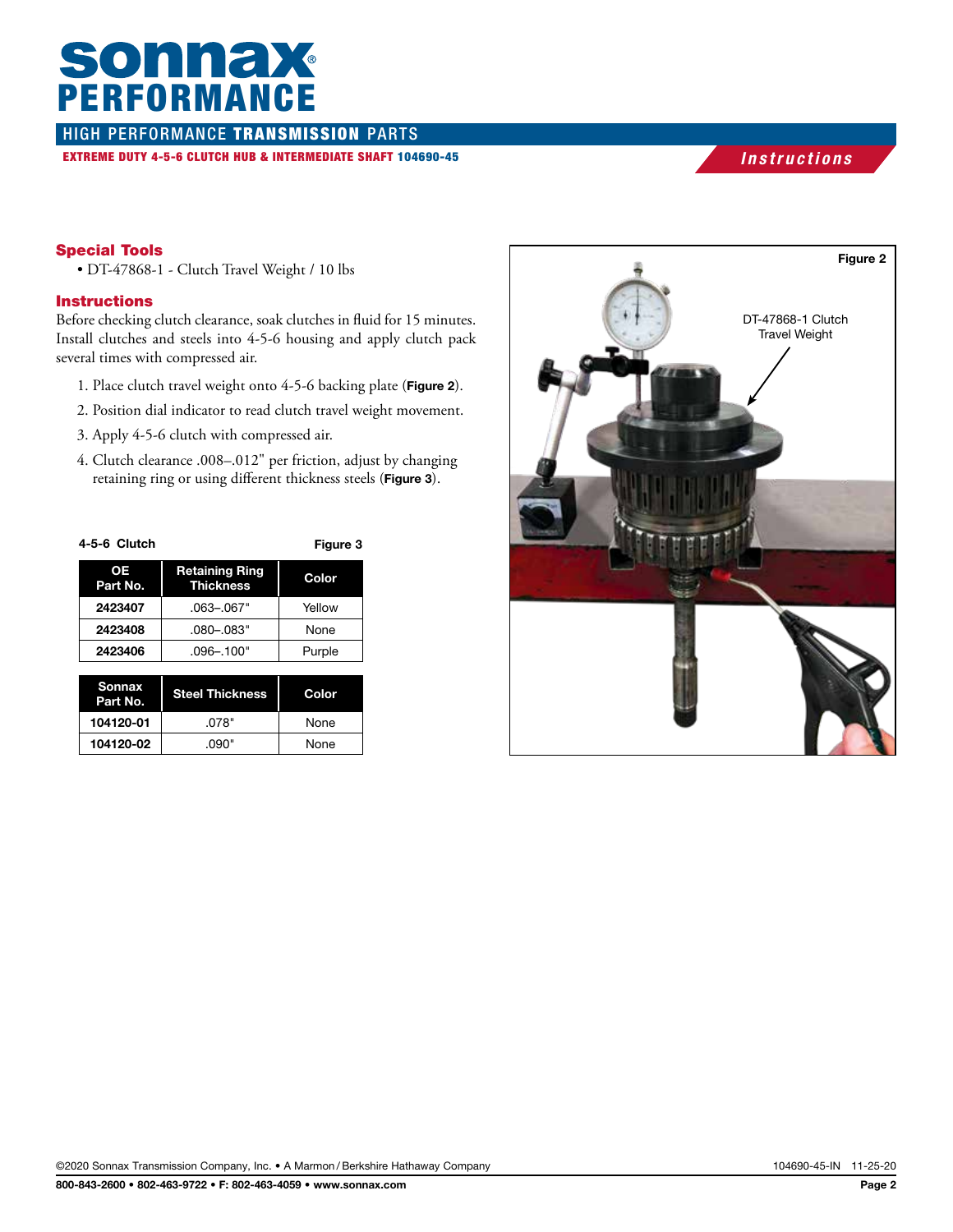## Special Tools

- DT-47868-1 - Clutch Travel Weight / 10 lbs

## Instructions

Before checking clutch clearance, soak clutches in fluid for 15 minutes. Install clutches and steels into 4-5-6 housing and apply clutch pack several times with compressed air.

1. Place clutch travel weight onto 4-5-6 backing plate (**Figure 2**).
2. Position dial indicator to read clutch travel weight movement.
3. Apply 4-5-6 clutch with compressed air.
4. Clutch clearance .008–.012" per friction, adjust by changing retaining ring or using different thickness steels (**Figure 3**).

**4-5-6 Clutch** **Figure 3**

| OE Part No. | Retaining Ring Thickness | Color |
|---|---|---|
| 2423407 | .063–.067" | Yellow |
| 2423408 | .080–.083" | None |
| 2423406 | .096–.100" | Purple |

| Sonnax Part No. | Steel Thickness | Color |
|---|---|---|
| 104120-01 | .078" | None |
| 104120-02 | .090" | None |

**Figure 2**

DT-47868-1 Clutch Travel Weight